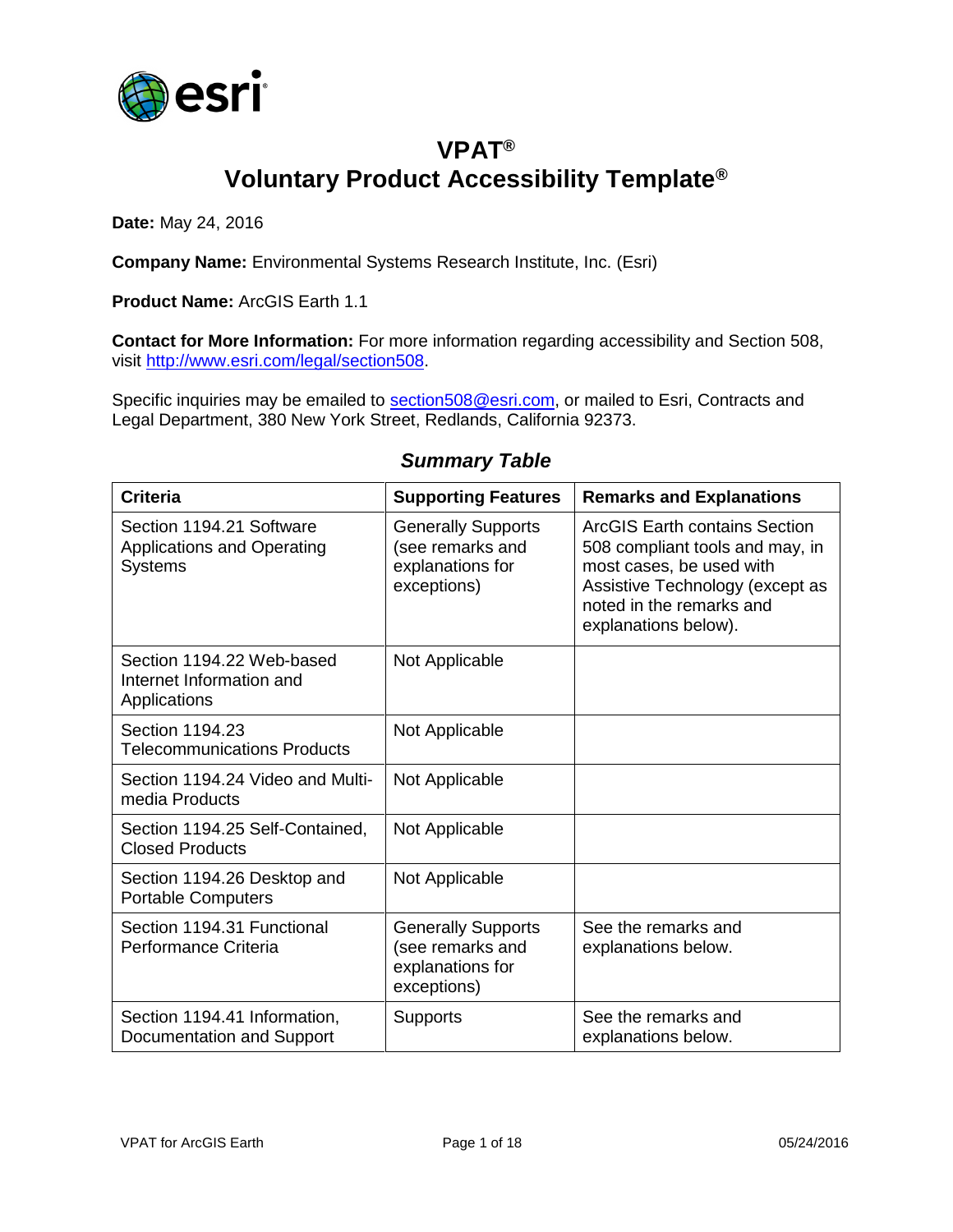# VPAT®
# Voluntary Product Accessibility Template®

**Date:** May 24, 2016

**Company Name:** Environmental Systems Research Institute, Inc. (Esri)

**Product Name:** ArcGIS Earth 1.1

**Contact for More Information:** For more information regarding accessibility and Section 508, visit http://www.esri.com/legal/section508.

Specific inquiries may be emailed to section508@esri.com, or mailed to Esri, Contracts and Legal Department, 380 New York Street, Redlands, California 92373.

## *Summary Table*

| Criteria | Supporting Features | Remarks and Explanations |
|---|---|---|
| Section 1194.21 Software Applications and Operating Systems | Generally Supports (see remarks and explanations for exceptions) | ArcGIS Earth contains Section 508 compliant tools and may, in most cases, be used with Assistive Technology (except as noted in the remarks and explanations below). |
| Section 1194.22 Web-based Internet Information and Applications | Not Applicable | |
| Section 1194.23 Telecommunications Products | Not Applicable | |
| Section 1194.24 Video and Multi-media Products | Not Applicable | |
| Section 1194.25 Self-Contained, Closed Products | Not Applicable | |
| Section 1194.26 Desktop and Portable Computers | Not Applicable | |
| Section 1194.31 Functional Performance Criteria | Generally Supports (see remarks and explanations for exceptions) | See the remarks and explanations below. |
| Section 1194.41 Information, Documentation and Support | Supports | See the remarks and explanations below. |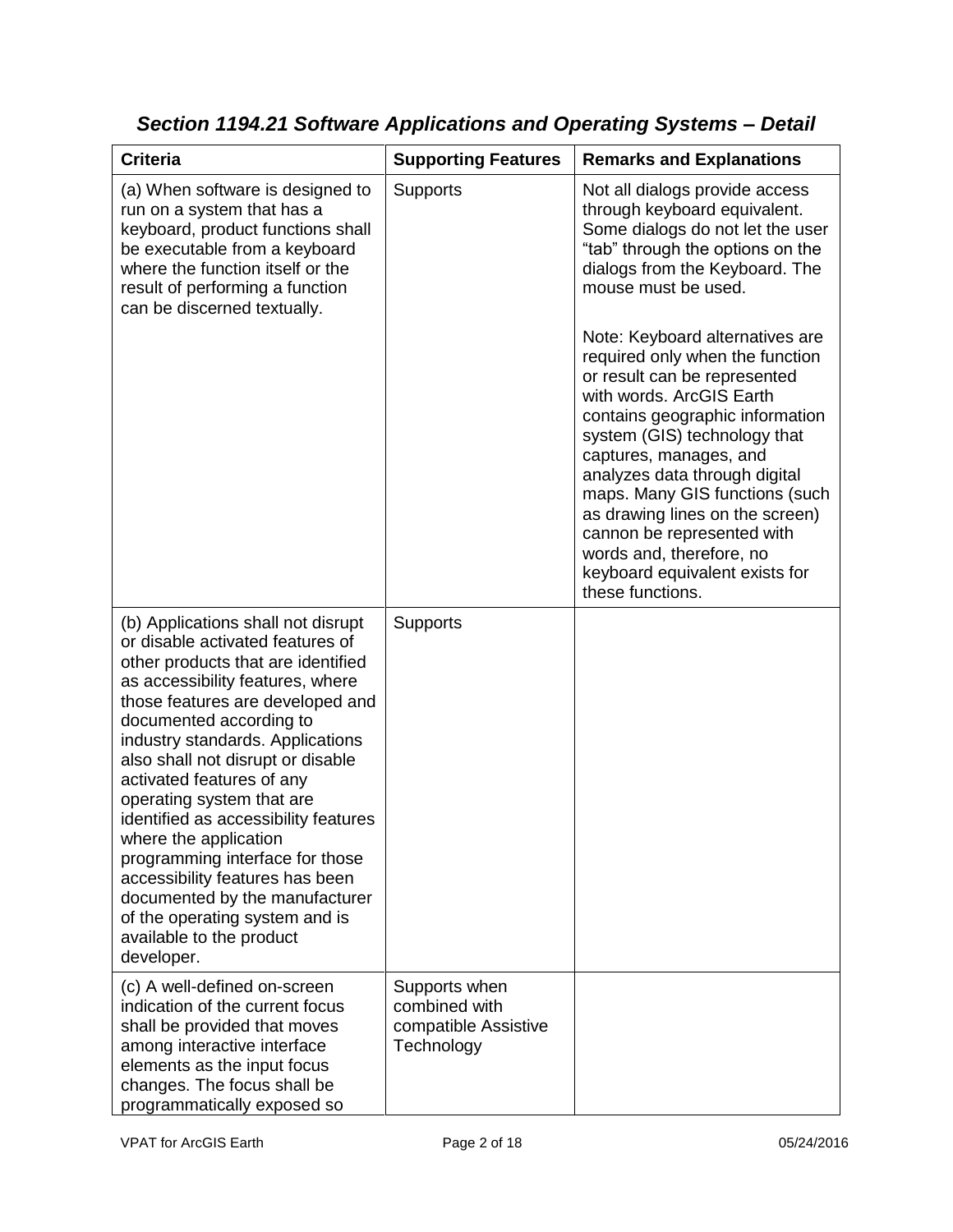## *Section 1194.21 Software Applications and Operating Systems – Detail*

| Criteria | Supporting Features | Remarks and Explanations |
| --- | --- | --- |
| (a) When software is designed to run on a system that has a keyboard, product functions shall be executable from a keyboard where the function itself or the result of performing a function can be discerned textually. | Supports | Not all dialogs provide access through keyboard equivalent. Some dialogs do not let the user "tab" through the options on the dialogs from the Keyboard. The mouse must be used.<br><br>Note: Keyboard alternatives are required only when the function or result can be represented with words. ArcGIS Earth contains geographic information system (GIS) technology that captures, manages, and analyzes data through digital maps. Many GIS functions (such as drawing lines on the screen) cannon be represented with words and, therefore, no keyboard equivalent exists for these functions. |
| (b) Applications shall not disrupt or disable activated features of other products that are identified as accessibility features, where those features are developed and documented according to industry standards. Applications also shall not disrupt or disable activated features of any operating system that are identified as accessibility features where the application programming interface for those accessibility features has been documented by the manufacturer of the operating system and is available to the product developer. | Supports | |
| (c) A well-defined on-screen indication of the current focus shall be provided that moves among interactive interface elements as the input focus changes. The focus shall be programmatically exposed so | Supports when combined with compatible Assistive Technology | |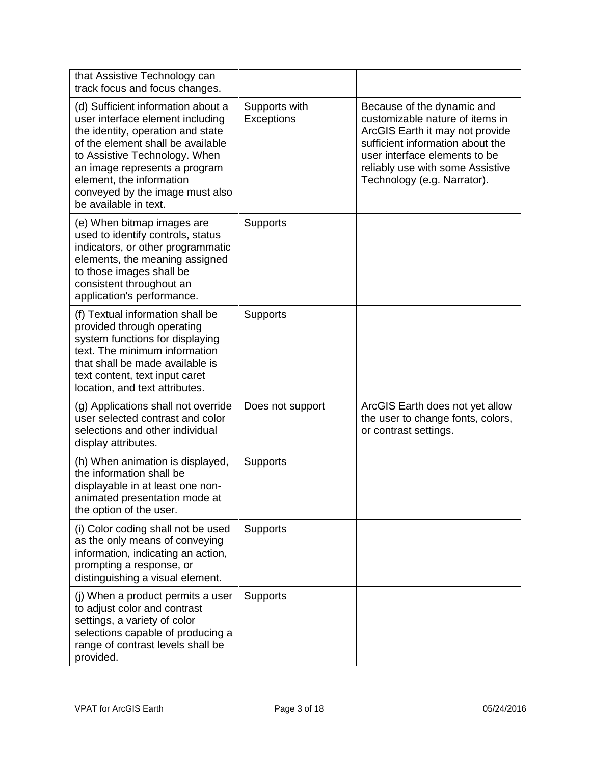| | | |
|---|---|---|
| that Assistive Technology can track focus and focus changes. | | |
| (d) Sufficient information about a user interface element including the identity, operation and state of the element shall be available to Assistive Technology. When an image represents a program element, the information conveyed by the image must also be available in text. | Supports with Exceptions | Because of the dynamic and customizable nature of items in ArcGIS Earth it may not provide sufficient information about the user interface elements to be reliably use with some Assistive Technology (e.g. Narrator). |
| (e) When bitmap images are used to identify controls, status indicators, or other programmatic elements, the meaning assigned to those images shall be consistent throughout an application's performance. | Supports | |
| (f) Textual information shall be provided through operating system functions for displaying text. The minimum information that shall be made available is text content, text input caret location, and text attributes. | Supports | |
| (g) Applications shall not override user selected contrast and color selections and other individual display attributes. | Does not support | ArcGIS Earth does not yet allow the user to change fonts, colors, or contrast settings. |
| (h) When animation is displayed, the information shall be displayable in at least one non-animated presentation mode at the option of the user. | Supports | |
| (i) Color coding shall not be used as the only means of conveying information, indicating an action, prompting a response, or distinguishing a visual element. | Supports | |
| (j) When a product permits a user to adjust color and contrast settings, a variety of color selections capable of producing a range of contrast levels shall be provided. | Supports | |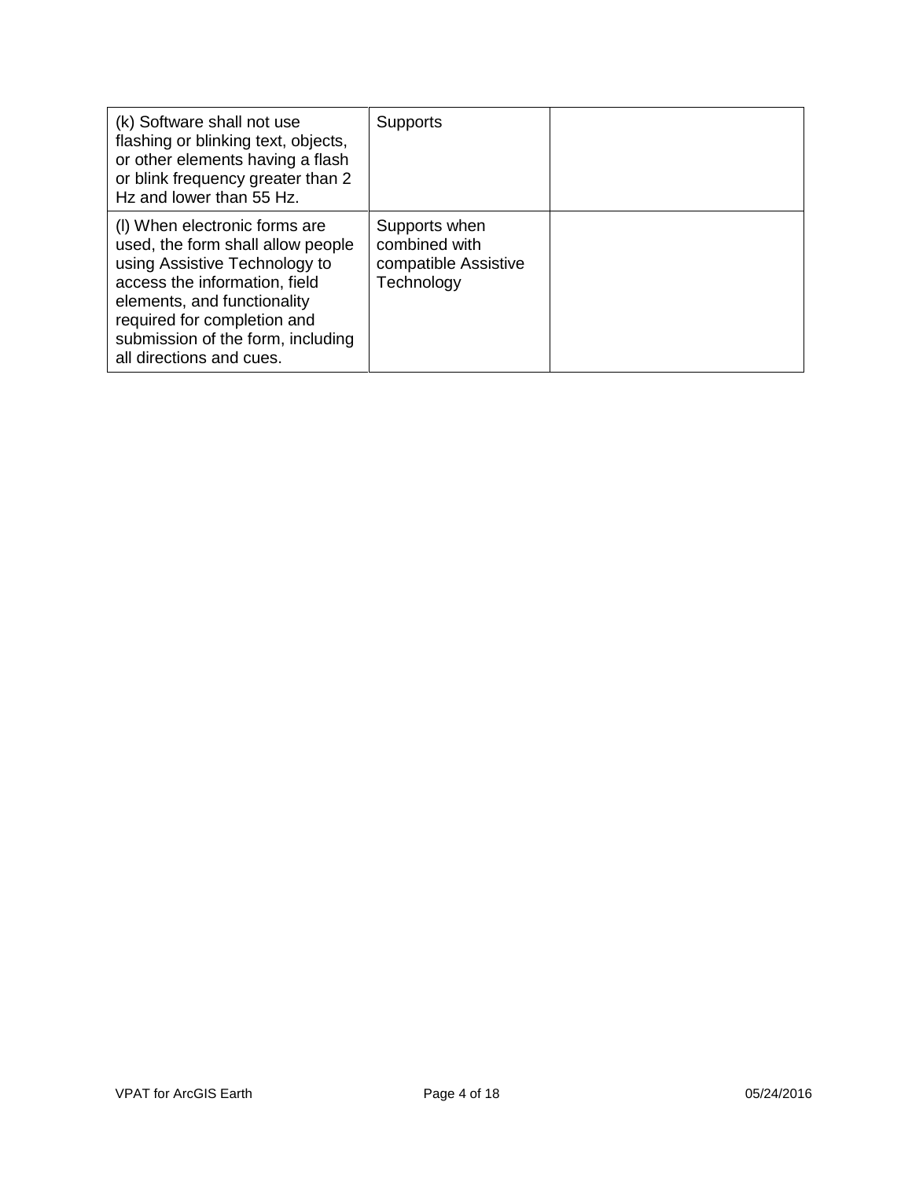| | | |
|---|---|---|
| (k) Software shall not use flashing or blinking text, objects, or other elements having a flash or blink frequency greater than 2 Hz and lower than 55 Hz. | Supports | |
| (l) When electronic forms are used, the form shall allow people using Assistive Technology to access the information, field elements, and functionality required for completion and submission of the form, including all directions and cues. | Supports when combined with compatible Assistive Technology | |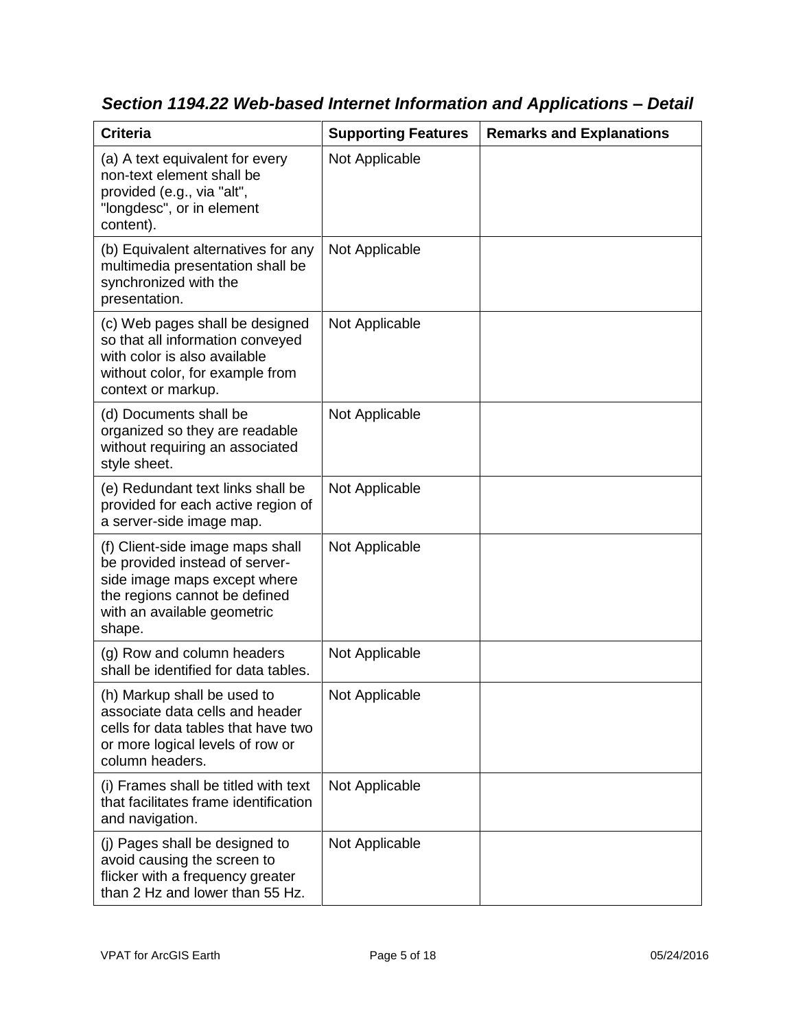## *Section 1194.22 Web-based Internet Information and Applications – Detail*

| Criteria | Supporting Features | Remarks and Explanations |
|---|---|---|
| (a) A text equivalent for every non-text element shall be provided (e.g., via "alt", "longdesc", or in element content). | Not Applicable | |
| (b) Equivalent alternatives for any multimedia presentation shall be synchronized with the presentation. | Not Applicable | |
| (c) Web pages shall be designed so that all information conveyed with color is also available without color, for example from context or markup. | Not Applicable | |
| (d) Documents shall be organized so they are readable without requiring an associated style sheet. | Not Applicable | |
| (e) Redundant text links shall be provided for each active region of a server-side image map. | Not Applicable | |
| (f) Client-side image maps shall be provided instead of server-side image maps except where the regions cannot be defined with an available geometric shape. | Not Applicable | |
| (g) Row and column headers shall be identified for data tables. | Not Applicable | |
| (h) Markup shall be used to associate data cells and header cells for data tables that have two or more logical levels of row or column headers. | Not Applicable | |
| (i) Frames shall be titled with text that facilitates frame identification and navigation. | Not Applicable | |
| (j) Pages shall be designed to avoid causing the screen to flicker with a frequency greater than 2 Hz and lower than 55 Hz. | Not Applicable | |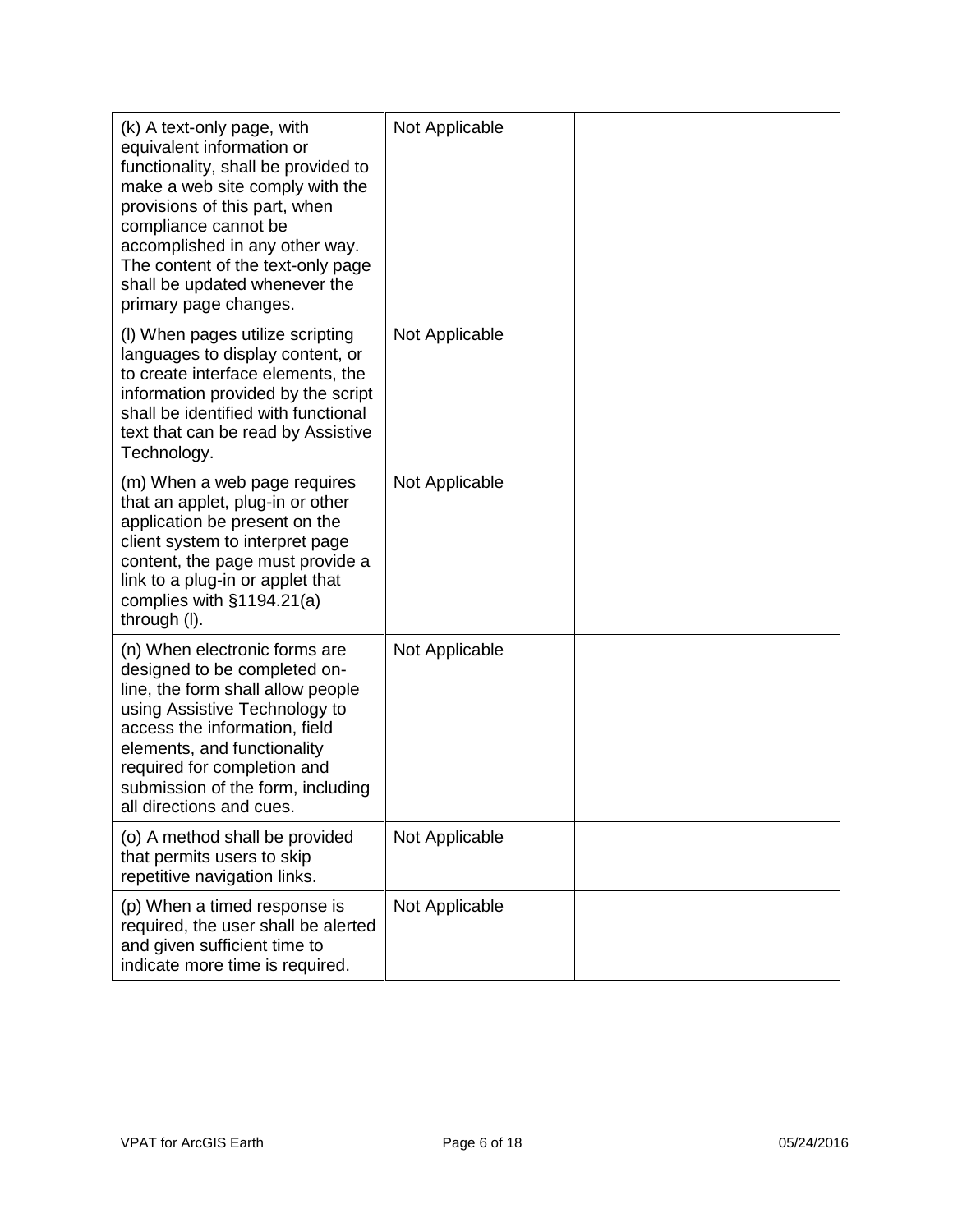| | | |
|---|---|---|
| (k) A text-only page, with equivalent information or functionality, shall be provided to make a web site comply with the provisions of this part, when compliance cannot be accomplished in any other way. The content of the text-only page shall be updated whenever the primary page changes. | Not Applicable | |
| (l) When pages utilize scripting languages to display content, or to create interface elements, the information provided by the script shall be identified with functional text that can be read by Assistive Technology. | Not Applicable | |
| (m) When a web page requires that an applet, plug-in or other application be present on the client system to interpret page content, the page must provide a link to a plug-in or applet that complies with §1194.21(a) through (l). | Not Applicable | |
| (n) When electronic forms are designed to be completed on-line, the form shall allow people using Assistive Technology to access the information, field elements, and functionality required for completion and submission of the form, including all directions and cues. | Not Applicable | |
| (o) A method shall be provided that permits users to skip repetitive navigation links. | Not Applicable | |
| (p) When a timed response is required, the user shall be alerted and given sufficient time to indicate more time is required. | Not Applicable | |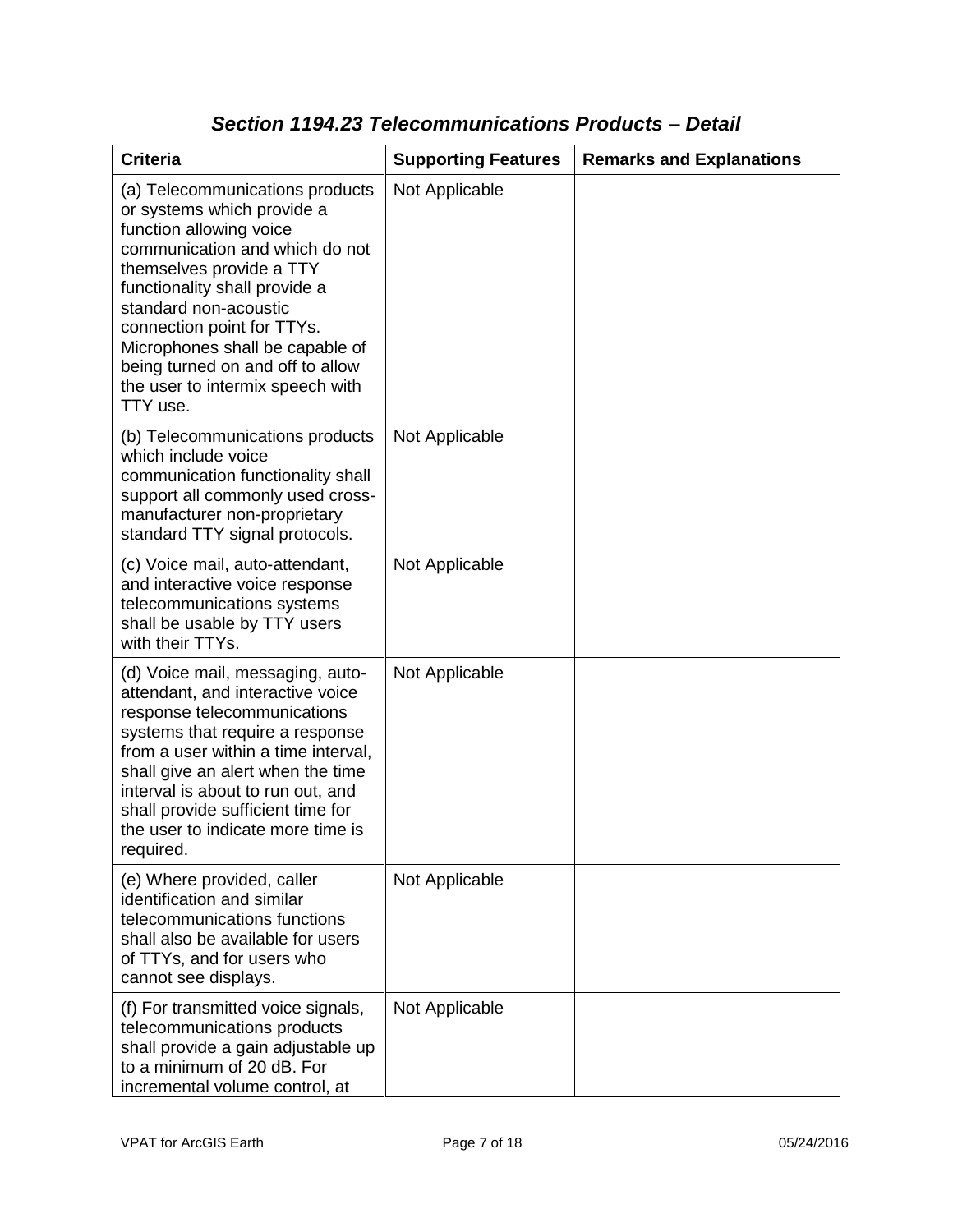### *Section 1194.23 Telecommunications Products – Detail*

| Criteria | Supporting Features | Remarks and Explanations |
| --- | --- | --- |
| (a) Telecommunications products or systems which provide a function allowing voice communication and which do not themselves provide a TTY functionality shall provide a standard non-acoustic connection point for TTYs. Microphones shall be capable of being turned on and off to allow the user to intermix speech with TTY use. | Not Applicable | |
| (b) Telecommunications products which include voice communication functionality shall support all commonly used cross-manufacturer non-proprietary standard TTY signal protocols. | Not Applicable | |
| (c) Voice mail, auto-attendant, and interactive voice response telecommunications systems shall be usable by TTY users with their TTYs. | Not Applicable | |
| (d) Voice mail, messaging, auto-attendant, and interactive voice response telecommunications systems that require a response from a user within a time interval, shall give an alert when the time interval is about to run out, and shall provide sufficient time for the user to indicate more time is required. | Not Applicable | |
| (e) Where provided, caller identification and similar telecommunications functions shall also be available for users of TTYs, and for users who cannot see displays. | Not Applicable | |
| (f) For transmitted voice signals, telecommunications products shall provide a gain adjustable up to a minimum of 20 dB. For incremental volume control, at | Not Applicable | |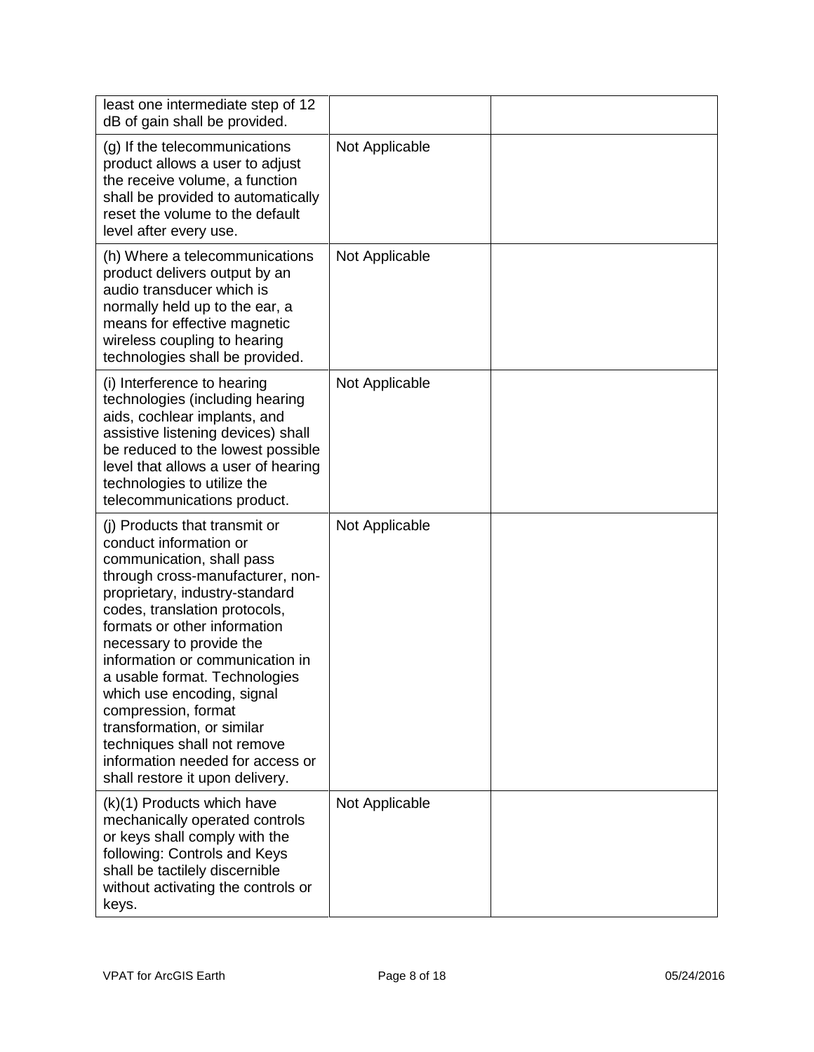| | | |
|---|---|---|
| least one intermediate step of 12 dB of gain shall be provided. | | |
| (g) If the telecommunications product allows a user to adjust the receive volume, a function shall be provided to automatically reset the volume to the default level after every use. | Not Applicable | |
| (h) Where a telecommunications product delivers output by an audio transducer which is normally held up to the ear, a means for effective magnetic wireless coupling to hearing technologies shall be provided. | Not Applicable | |
| (i) Interference to hearing technologies (including hearing aids, cochlear implants, and assistive listening devices) shall be reduced to the lowest possible level that allows a user of hearing technologies to utilize the telecommunications product. | Not Applicable | |
| (j) Products that transmit or conduct information or communication, shall pass through cross-manufacturer, non-proprietary, industry-standard codes, translation protocols, formats or other information necessary to provide the information or communication in a usable format. Technologies which use encoding, signal compression, format transformation, or similar techniques shall not remove information needed for access or shall restore it upon delivery. | Not Applicable | |
| (k)(1) Products which have mechanically operated controls or keys shall comply with the following: Controls and Keys shall be tactilely discernible without activating the controls or keys. | Not Applicable | |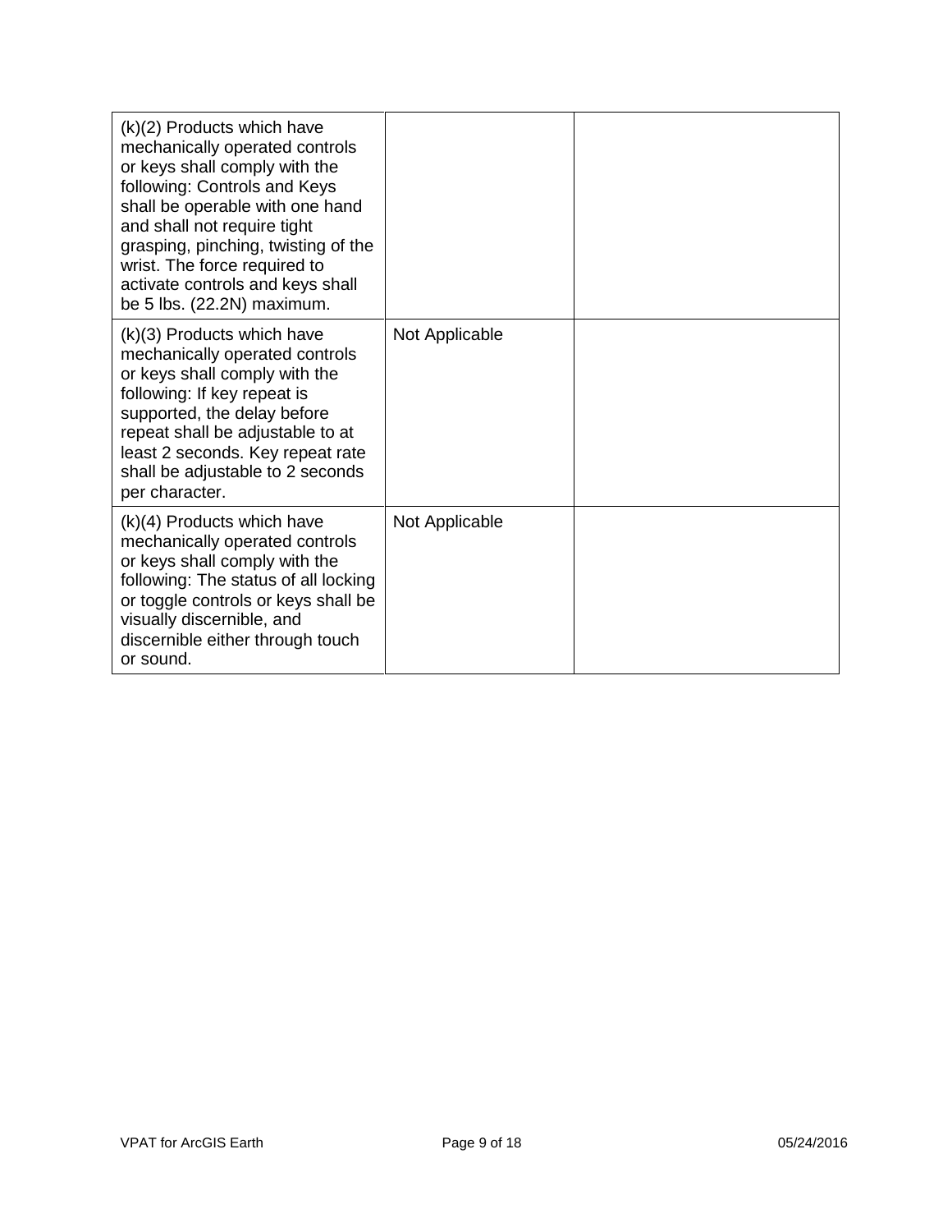| | | |
|---|---|---|
| (k)(2) Products which have mechanically operated controls or keys shall comply with the following: Controls and Keys shall be operable with one hand and shall not require tight grasping, pinching, twisting of the wrist. The force required to activate controls and keys shall be 5 lbs. (22.2N) maximum. | | |
| (k)(3) Products which have mechanically operated controls or keys shall comply with the following: If key repeat is supported, the delay before repeat shall be adjustable to at least 2 seconds. Key repeat rate shall be adjustable to 2 seconds per character. | Not Applicable | |
| (k)(4) Products which have mechanically operated controls or keys shall comply with the following: The status of all locking or toggle controls or keys shall be visually discernible, and discernible either through touch or sound. | Not Applicable | |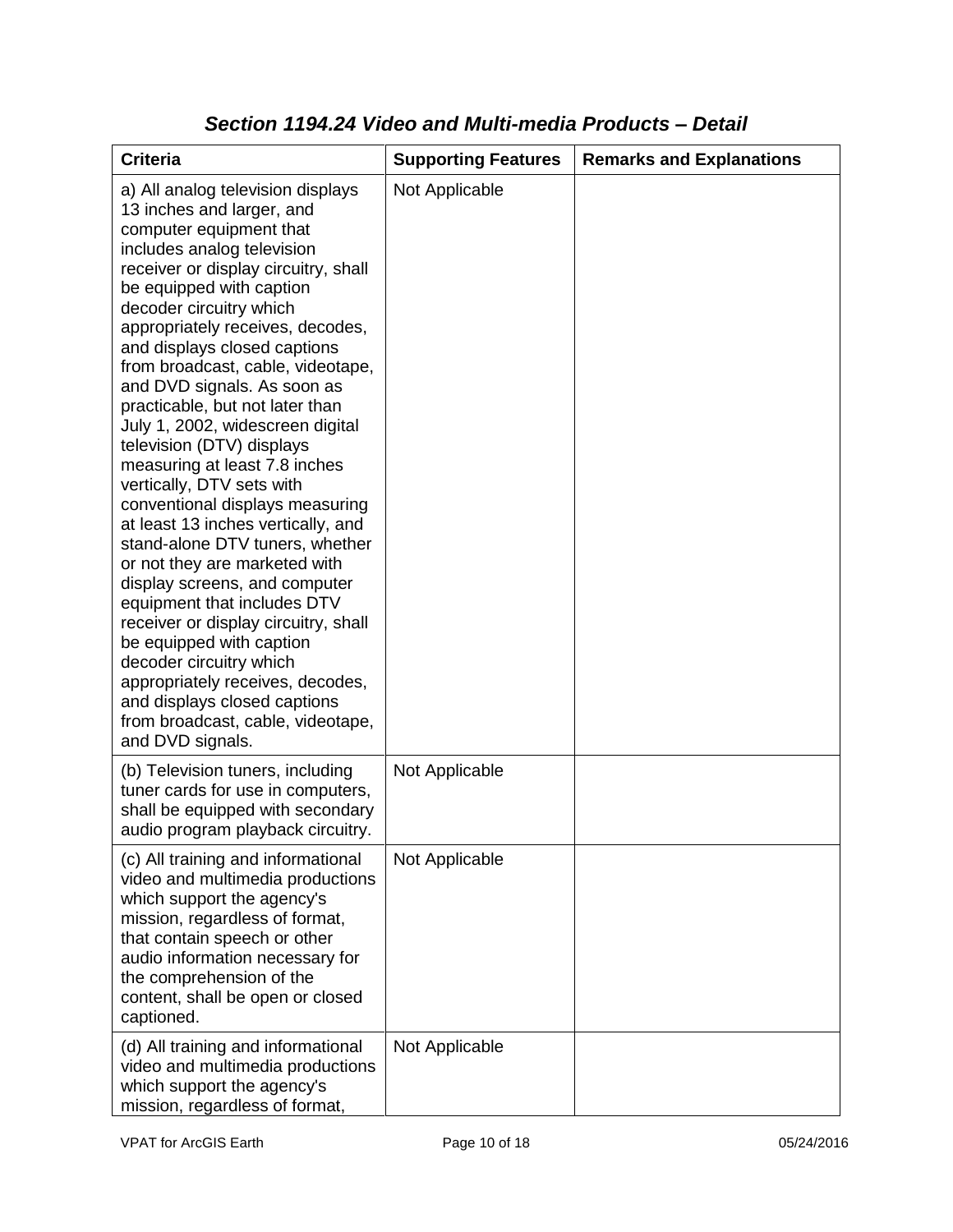### *Section 1194.24 Video and Multi-media Products – Detail*

| Criteria | Supporting Features | Remarks and Explanations |
| --- | --- | --- |
| a) All analog television displays 13 inches and larger, and computer equipment that includes analog television receiver or display circuitry, shall be equipped with caption decoder circuitry which appropriately receives, decodes, and displays closed captions from broadcast, cable, videotape, and DVD signals. As soon as practicable, but not later than July 1, 2002, widescreen digital television (DTV) displays measuring at least 7.8 inches vertically, DTV sets with conventional displays measuring at least 13 inches vertically, and stand-alone DTV tuners, whether or not they are marketed with display screens, and computer equipment that includes DTV receiver or display circuitry, shall be equipped with caption decoder circuitry which appropriately receives, decodes, and displays closed captions from broadcast, cable, videotape, and DVD signals. | Not Applicable | |
| (b) Television tuners, including tuner cards for use in computers, shall be equipped with secondary audio program playback circuitry. | Not Applicable | |
| (c) All training and informational video and multimedia productions which support the agency's mission, regardless of format, that contain speech or other audio information necessary for the comprehension of the content, shall be open or closed captioned. | Not Applicable | |
| (d) All training and informational video and multimedia productions which support the agency's mission, regardless of format, | Not Applicable | |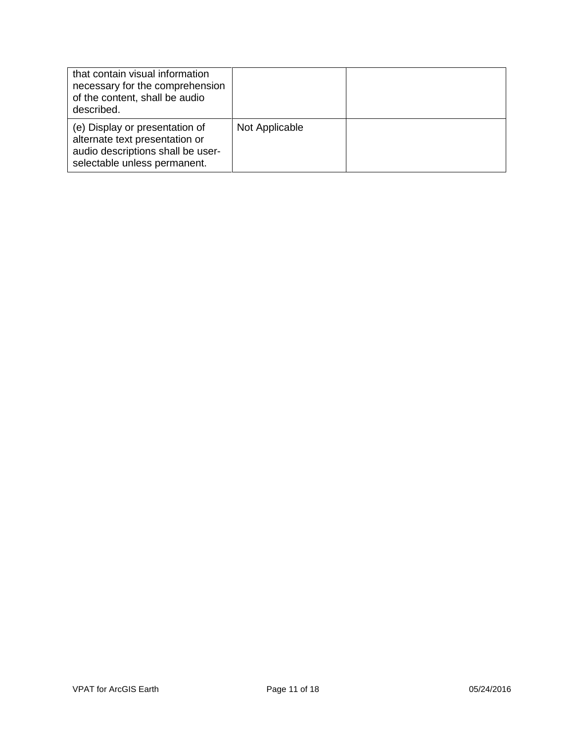| | | |
|---|---|---|
| that contain visual information necessary for the comprehension of the content, shall be audio described. | | |
| (e) Display or presentation of alternate text presentation or audio descriptions shall be user-selectable unless permanent. | Not Applicable | |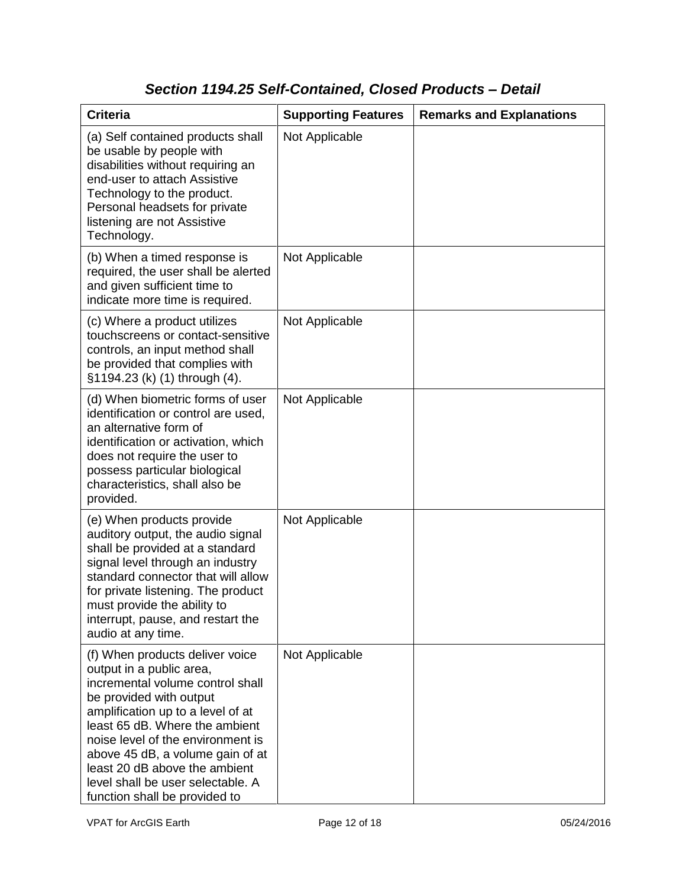## *Section 1194.25 Self-Contained, Closed Products – Detail*

| Criteria | Supporting Features | Remarks and Explanations |
|---|---|---|
| (a) Self contained products shall be usable by people with disabilities without requiring an end-user to attach Assistive Technology to the product. Personal headsets for private listening are not Assistive Technology. | Not Applicable | |
| (b) When a timed response is required, the user shall be alerted and given sufficient time to indicate more time is required. | Not Applicable | |
| (c) Where a product utilizes touchscreens or contact-sensitive controls, an input method shall be provided that complies with §1194.23 (k) (1) through (4). | Not Applicable | |
| (d) When biometric forms of user identification or control are used, an alternative form of identification or activation, which does not require the user to possess particular biological characteristics, shall also be provided. | Not Applicable | |
| (e) When products provide auditory output, the audio signal shall be provided at a standard signal level through an industry standard connector that will allow for private listening. The product must provide the ability to interrupt, pause, and restart the audio at any time. | Not Applicable | |
| (f) When products deliver voice output in a public area, incremental volume control shall be provided with output amplification up to a level of at least 65 dB. Where the ambient noise level of the environment is above 45 dB, a volume gain of at least 20 dB above the ambient level shall be user selectable. A function shall be provided to | Not Applicable | |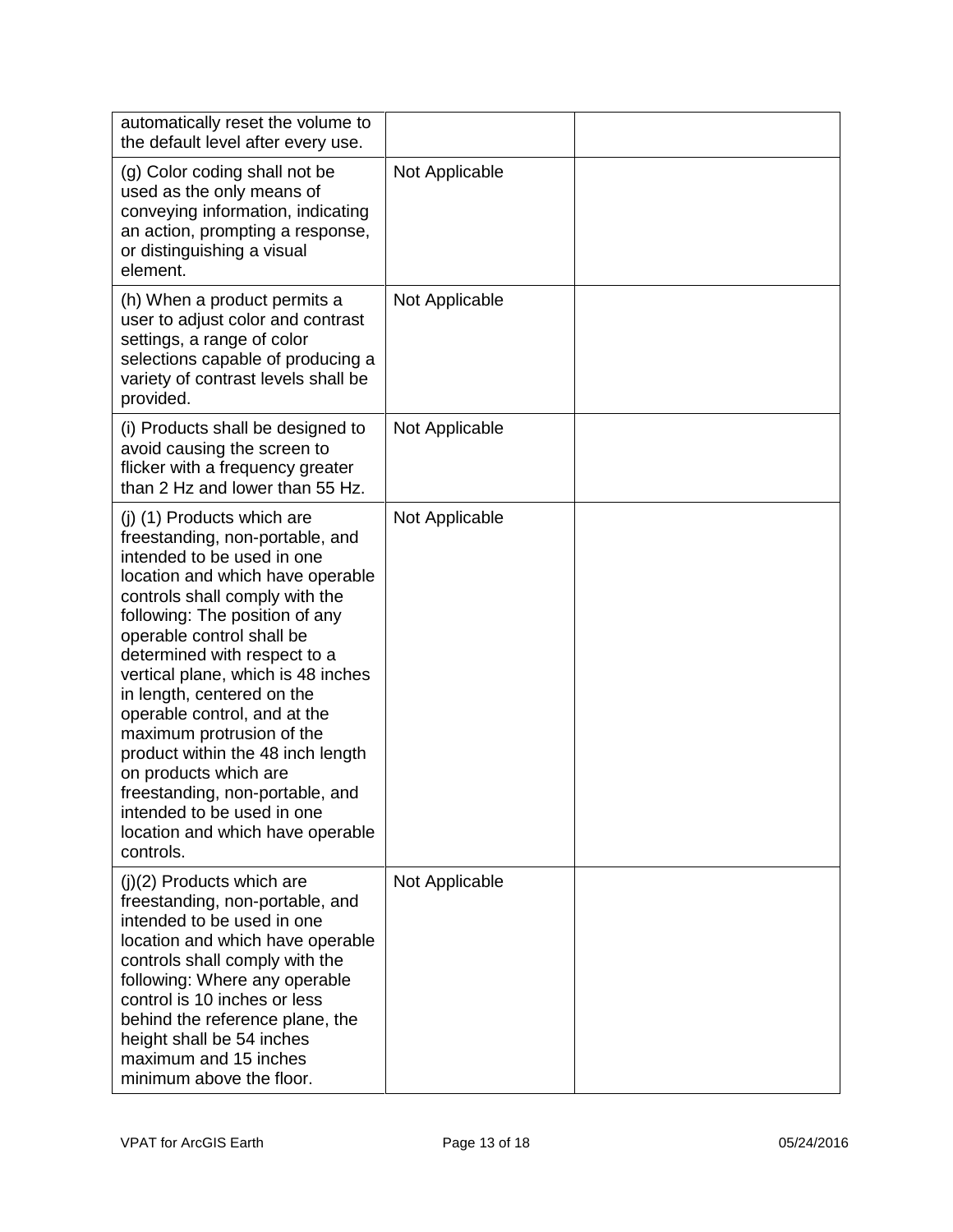| | | |
|---|---|---|
| automatically reset the volume to the default level after every use. | | |
| (g) Color coding shall not be used as the only means of conveying information, indicating an action, prompting a response, or distinguishing a visual element. | Not Applicable | |
| (h) When a product permits a user to adjust color and contrast settings, a range of color selections capable of producing a variety of contrast levels shall be provided. | Not Applicable | |
| (i) Products shall be designed to avoid causing the screen to flicker with a frequency greater than 2 Hz and lower than 55 Hz. | Not Applicable | |
| (j) (1) Products which are freestanding, non-portable, and intended to be used in one location and which have operable controls shall comply with the following: The position of any operable control shall be determined with respect to a vertical plane, which is 48 inches in length, centered on the operable control, and at the maximum protrusion of the product within the 48 inch length on products which are freestanding, non-portable, and intended to be used in one location and which have operable controls. | Not Applicable | |
| (j)(2) Products which are freestanding, non-portable, and intended to be used in one location and which have operable controls shall comply with the following: Where any operable control is 10 inches or less behind the reference plane, the height shall be 54 inches maximum and 15 inches minimum above the floor. | Not Applicable | |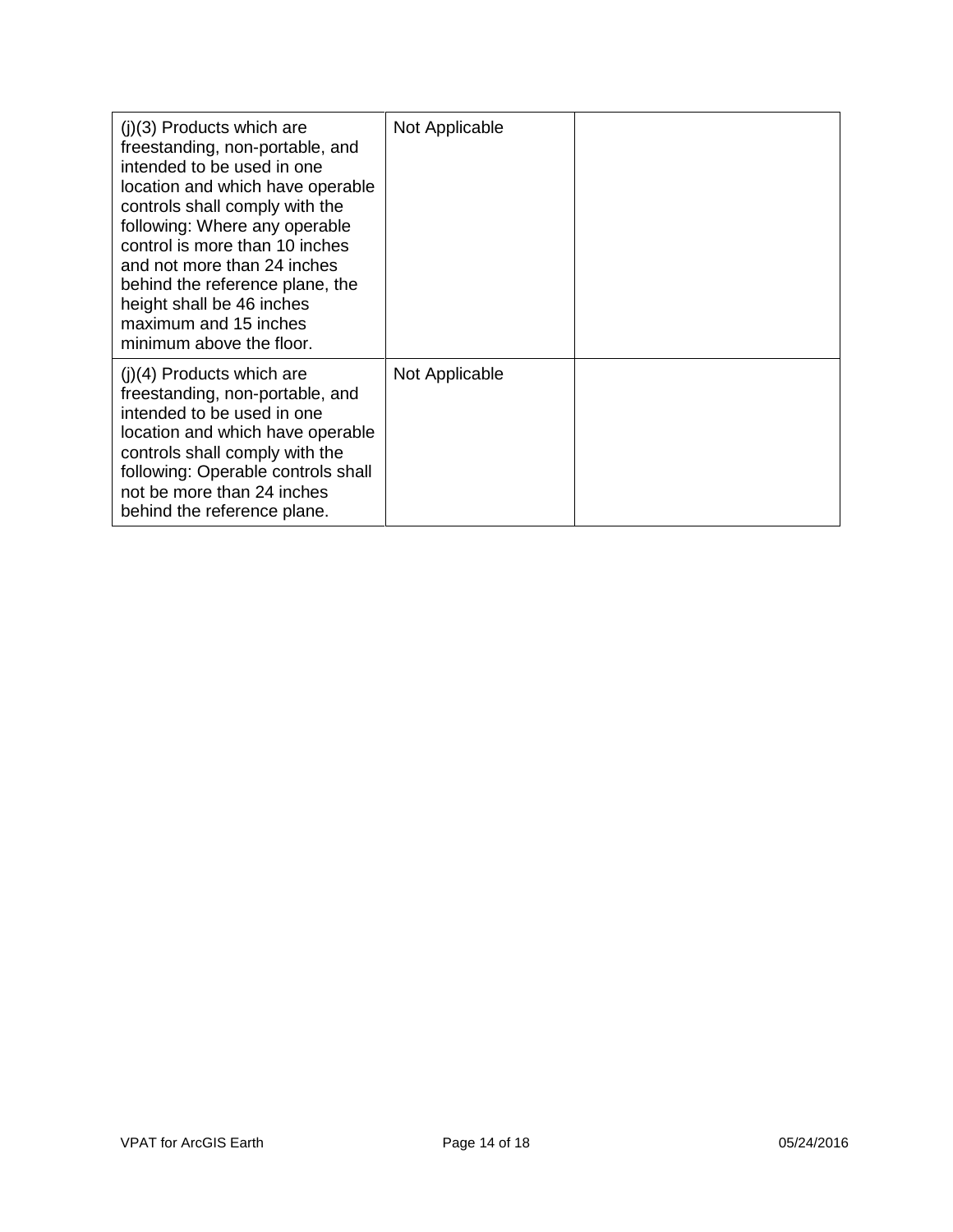| | | |
|---|---|---|
| (j)(3) Products which are freestanding, non-portable, and intended to be used in one location and which have operable controls shall comply with the following: Where any operable control is more than 10 inches and not more than 24 inches behind the reference plane, the height shall be 46 inches maximum and 15 inches minimum above the floor. | Not Applicable | |
| (j)(4) Products which are freestanding, non-portable, and intended to be used in one location and which have operable controls shall comply with the following: Operable controls shall not be more than 24 inches behind the reference plane. | Not Applicable | |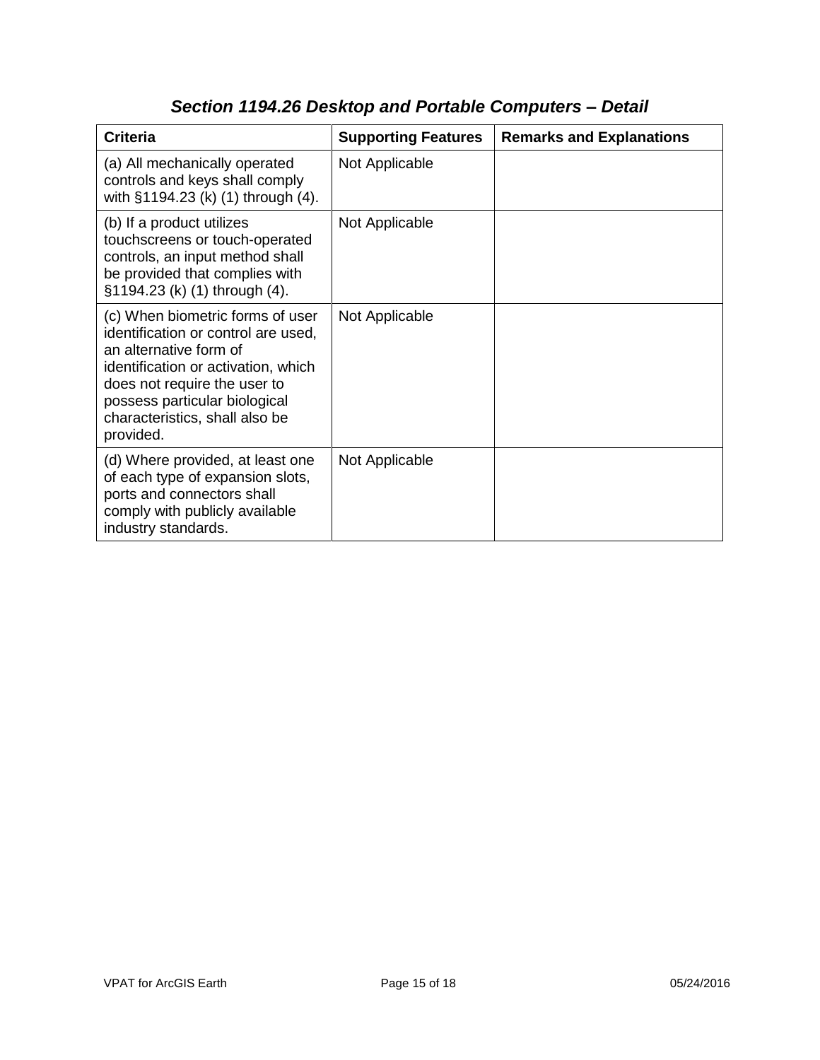### *Section 1194.26 Desktop and Portable Computers – Detail*

| Criteria | Supporting Features | Remarks and Explanations |
|---|---|---|
| (a) All mechanically operated controls and keys shall comply with §1194.23 (k) (1) through (4). | Not Applicable | |
| (b) If a product utilizes touchscreens or touch-operated controls, an input method shall be provided that complies with §1194.23 (k) (1) through (4). | Not Applicable | |
| (c) When biometric forms of user identification or control are used, an alternative form of identification or activation, which does not require the user to possess particular biological characteristics, shall also be provided. | Not Applicable | |
| (d) Where provided, at least one of each type of expansion slots, ports and connectors shall comply with publicly available industry standards. | Not Applicable | |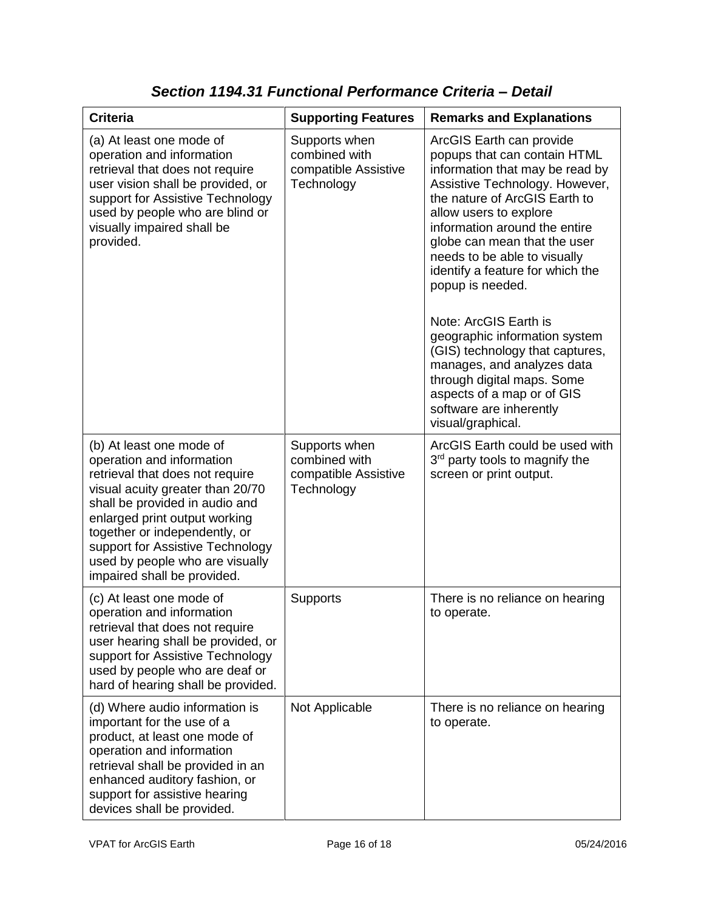## *Section 1194.31 Functional Performance Criteria – Detail*

| Criteria | Supporting Features | Remarks and Explanations |
|---|---|---|
| (a) At least one mode of operation and information retrieval that does not require user vision shall be provided, or support for Assistive Technology used by people who are blind or visually impaired shall be provided. | Supports when combined with compatible Assistive Technology | ArcGIS Earth can provide popups that can contain HTML information that may be read by Assistive Technology. However, the nature of ArcGIS Earth to allow users to explore information around the entire globe can mean that the user needs to be able to visually identify a feature for which the popup is needed.<br><br>Note: ArcGIS Earth is geographic information system (GIS) technology that captures, manages, and analyzes data through digital maps. Some aspects of a map or of GIS software are inherently visual/graphical. |
| (b) At least one mode of operation and information retrieval that does not require visual acuity greater than 20/70 shall be provided in audio and enlarged print output working together or independently, or support for Assistive Technology used by people who are visually impaired shall be provided. | Supports when combined with compatible Assistive Technology | ArcGIS Earth could be used with 3rd party tools to magnify the screen or print output. |
| (c) At least one mode of operation and information retrieval that does not require user hearing shall be provided, or support for Assistive Technology used by people who are deaf or hard of hearing shall be provided. | Supports | There is no reliance on hearing to operate. |
| (d) Where audio information is important for the use of a product, at least one mode of operation and information retrieval shall be provided in an enhanced auditory fashion, or support for assistive hearing devices shall be provided. | Not Applicable | There is no reliance on hearing to operate. |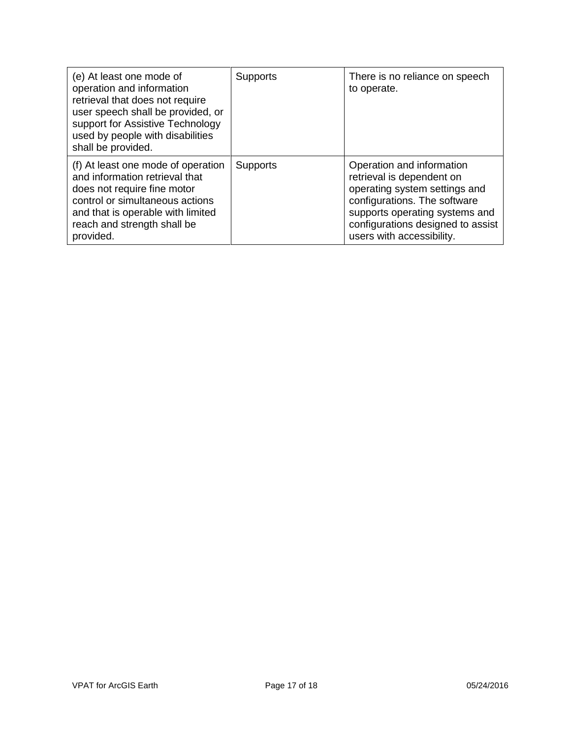| (e) At least one mode of operation and information retrieval that does not require user speech shall be provided, or support for Assistive Technology used by people with disabilities shall be provided. | Supports | There is no reliance on speech to operate. |
|---|---|---|
| (f) At least one mode of operation and information retrieval that does not require fine motor control or simultaneous actions and that is operable with limited reach and strength shall be provided. | Supports | Operation and information retrieval is dependent on operating system settings and configurations. The software supports operating systems and configurations designed to assist users with accessibility. |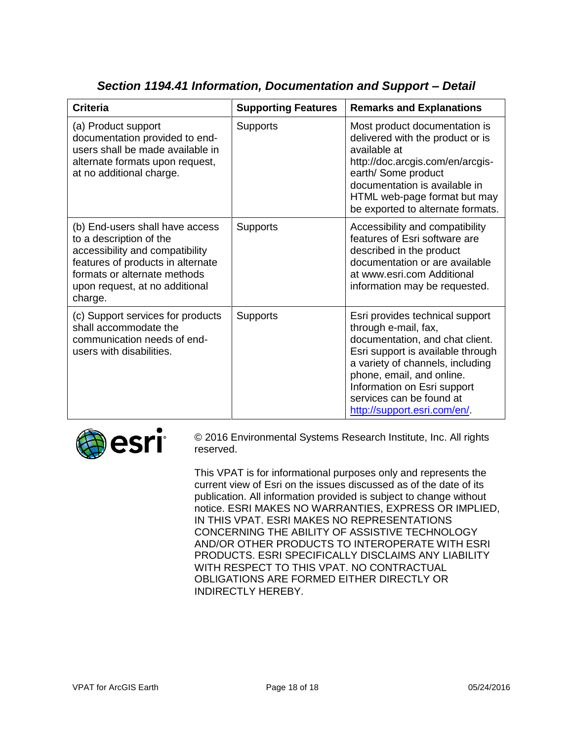## *Section 1194.41 Information, Documentation and Support – Detail*

| Criteria | Supporting Features | Remarks and Explanations |
|---|---|---|
| (a) Product support documentation provided to end-users shall be made available in alternate formats upon request, at no additional charge. | Supports | Most product documentation is delivered with the product or is available at http://doc.arcgis.com/en/arcgis-earth/ Some product documentation is available in HTML web-page format but may be exported to alternate formats. |
| (b) End-users shall have access to a description of the accessibility and compatibility features of products in alternate formats or alternate methods upon request, at no additional charge. | Supports | Accessibility and compatibility features of Esri software are described in the product documentation or are available at www.esri.com Additional information may be requested. |
| (c) Support services for products shall accommodate the communication needs of end-users with disabilities. | Supports | Esri provides technical support through e-mail, fax, documentation, and chat client. Esri support is available through a variety of channels, including phone, email, and online. Information on Esri support services can be found at [http://support.esri.com/en/](http://support.esri.com/en/). |

© 2016 Environmental Systems Research Institute, Inc. All rights reserved.

This VPAT is for informational purposes only and represents the current view of Esri on the issues discussed as of the date of its publication. All information provided is subject to change without notice. ESRI MAKES NO WARRANTIES, EXPRESS OR IMPLIED, IN THIS VPAT. ESRI MAKES NO REPRESENTATIONS CONCERNING THE ABILITY OF ASSISTIVE TECHNOLOGY AND/OR OTHER PRODUCTS TO INTEROPERATE WITH ESRI PRODUCTS. ESRI SPECIFICALLY DISCLAIMS ANY LIABILITY WITH RESPECT TO THIS VPAT. NO CONTRACTUAL OBLIGATIONS ARE FORMED EITHER DIRECTLY OR INDIRECTLY HEREBY.